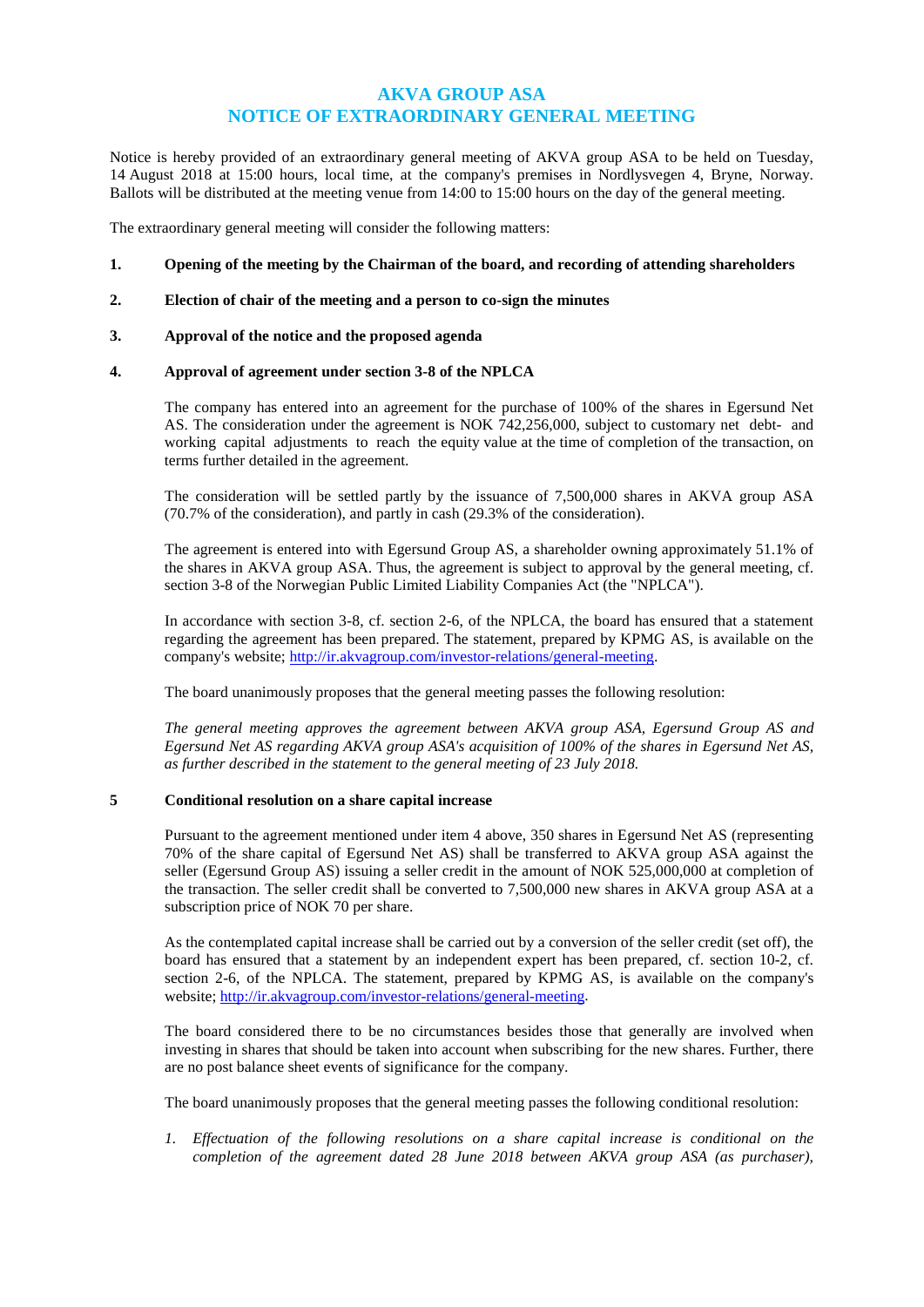# AKVA GROUP ASA
# NOTICE OF EXTRAORDINARY GENERAL MEETING

Notice is hereby provided of an extraordinary general meeting of AKVA group ASA to be held on Tuesday, 14 August 2018 at 15:00 hours, local time, at the company's premises in Nordlysvegen 4, Bryne, Norway. Ballots will be distributed at the meeting venue from 14:00 to 15:00 hours on the day of the general meeting.

The extraordinary general meeting will consider the following matters:

**1. Opening of the meeting by the Chairman of the board, and recording of attending shareholders**

**2. Election of chair of the meeting and a person to co-sign the minutes**

**3. Approval of the notice and the proposed agenda**

**4. Approval of agreement under section 3-8 of the NPLCA**

The company has entered into an agreement for the purchase of 100% of the shares in Egersund Net AS. The consideration under the agreement is NOK 742,256,000, subject to customary net debt- and working capital adjustments to reach the equity value at the time of completion of the transaction, on terms further detailed in the agreement.

The consideration will be settled partly by the issuance of 7,500,000 shares in AKVA group ASA (70.7% of the consideration), and partly in cash (29.3% of the consideration).

The agreement is entered into with Egersund Group AS, a shareholder owning approximately 51.1% of the shares in AKVA group ASA. Thus, the agreement is subject to approval by the general meeting, cf. section 3-8 of the Norwegian Public Limited Liability Companies Act (the "NPLCA").

In accordance with section 3-8, cf. section 2-6, of the NPLCA, the board has ensured that a statement regarding the agreement has been prepared. The statement, prepared by KPMG AS, is available on the company's website; http://ir.akvagroup.com/investor-relations/general-meeting.

The board unanimously proposes that the general meeting passes the following resolution:

*The general meeting approves the agreement between AKVA group ASA, Egersund Group AS and Egersund Net AS regarding AKVA group ASA's acquisition of 100% of the shares in Egersund Net AS, as further described in the statement to the general meeting of 23 July 2018.*

**5 Conditional resolution on a share capital increase**

Pursuant to the agreement mentioned under item 4 above, 350 shares in Egersund Net AS (representing 70% of the share capital of Egersund Net AS) shall be transferred to AKVA group ASA against the seller (Egersund Group AS) issuing a seller credit in the amount of NOK 525,000,000 at completion of the transaction. The seller credit shall be converted to 7,500,000 new shares in AKVA group ASA at a subscription price of NOK 70 per share.

As the contemplated capital increase shall be carried out by a conversion of the seller credit (set off), the board has ensured that a statement by an independent expert has been prepared, cf. section 10-2, cf. section 2-6, of the NPLCA. The statement, prepared by KPMG AS, is available on the company's website; http://ir.akvagroup.com/investor-relations/general-meeting.

The board considered there to be no circumstances besides those that generally are involved when investing in shares that should be taken into account when subscribing for the new shares. Further, there are no post balance sheet events of significance for the company.

The board unanimously proposes that the general meeting passes the following conditional resolution:

1. *Effectuation of the following resolutions on a share capital increase is conditional on the completion of the agreement dated 28 June 2018 between AKVA group ASA (as purchaser),*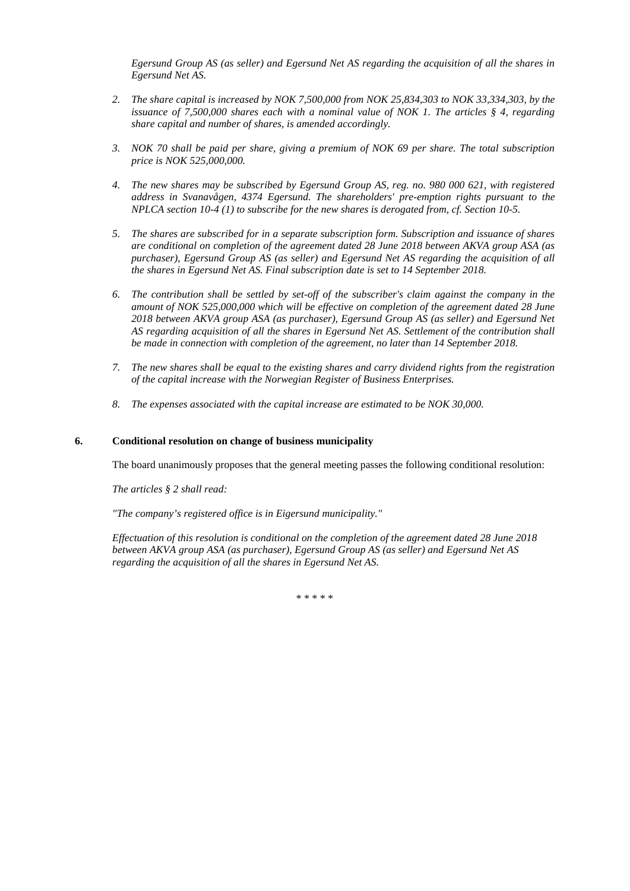*Egersund Group AS (as seller) and Egersund Net AS regarding the acquisition of all the shares in Egersund Net AS.*

2. *The share capital is increased by NOK 7,500,000 from NOK 25,834,303 to NOK 33,334,303, by the issuance of 7,500,000 shares each with a nominal value of NOK 1. The articles § 4, regarding share capital and number of shares, is amended accordingly.*

3. *NOK 70 shall be paid per share, giving a premium of NOK 69 per share. The total subscription price is NOK 525,000,000.*

4. *The new shares may be subscribed by Egersund Group AS, reg. no. 980 000 621, with registered address in Svanavågen, 4374 Egersund. The shareholders' pre-emption rights pursuant to the NPLCA section 10-4 (1) to subscribe for the new shares is derogated from, cf. Section 10-5.*

5. *The shares are subscribed for in a separate subscription form. Subscription and issuance of shares are conditional on completion of the agreement dated 28 June 2018 between AKVA group ASA (as purchaser), Egersund Group AS (as seller) and Egersund Net AS regarding the acquisition of all the shares in Egersund Net AS. Final subscription date is set to 14 September 2018.*

6. *The contribution shall be settled by set-off of the subscriber's claim against the company in the amount of NOK 525,000,000 which will be effective on completion of the agreement dated 28 June 2018 between AKVA group ASA (as purchaser), Egersund Group AS (as seller) and Egersund Net AS regarding acquisition of all the shares in Egersund Net AS. Settlement of the contribution shall be made in connection with completion of the agreement, no later than 14 September 2018.*

7. *The new shares shall be equal to the existing shares and carry dividend rights from the registration of the capital increase with the Norwegian Register of Business Enterprises.*

8. *The expenses associated with the capital increase are estimated to be NOK 30,000.*

## 6. Conditional resolution on change of business municipality

The board unanimously proposes that the general meeting passes the following conditional resolution:

*The articles § 2 shall read:*

*"The company's registered office is in Eigersund municipality."*

*Effectuation of this resolution is conditional on the completion of the agreement dated 28 June 2018 between AKVA group ASA (as purchaser), Egersund Group AS (as seller) and Egersund Net AS regarding the acquisition of all the shares in Egersund Net AS.*

\* \* \* \* \*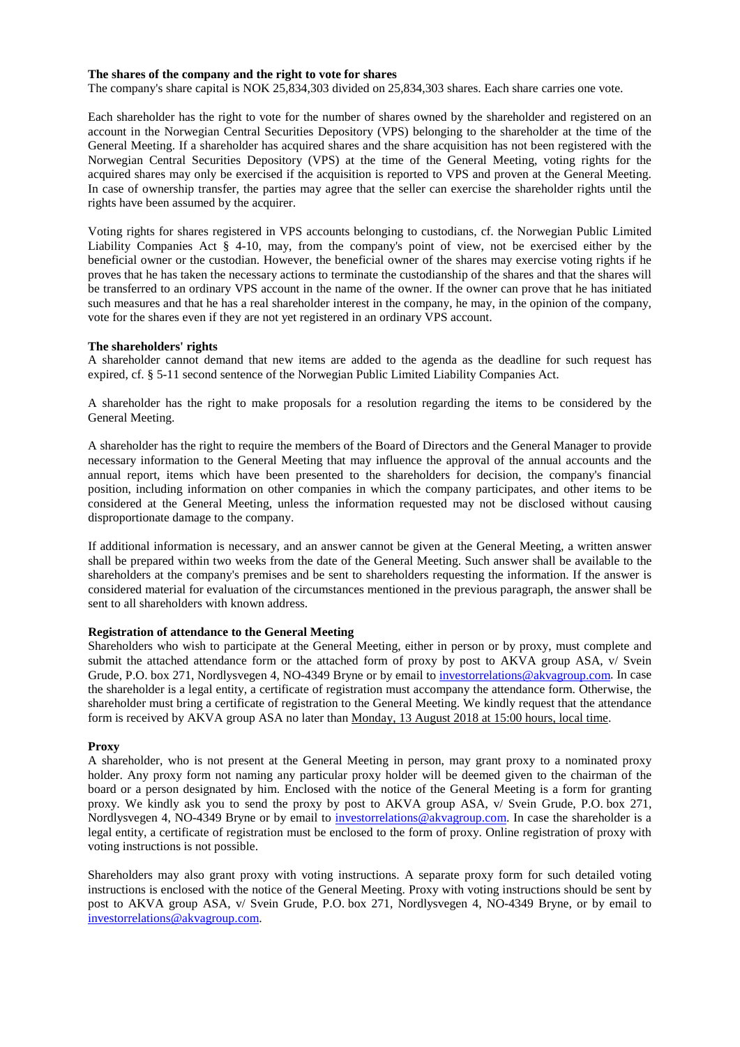**The shares of the company and the right to vote for shares**
The company's share capital is NOK 25,834,303 divided on 25,834,303 shares. Each share carries one vote.

Each shareholder has the right to vote for the number of shares owned by the shareholder and registered on an account in the Norwegian Central Securities Depository (VPS) belonging to the shareholder at the time of the General Meeting. If a shareholder has acquired shares and the share acquisition has not been registered with the Norwegian Central Securities Depository (VPS) at the time of the General Meeting, voting rights for the acquired shares may only be exercised if the acquisition is reported to VPS and proven at the General Meeting. In case of ownership transfer, the parties may agree that the seller can exercise the shareholder rights until the rights have been assumed by the acquirer.

Voting rights for shares registered in VPS accounts belonging to custodians, cf. the Norwegian Public Limited Liability Companies Act § 4-10, may, from the company's point of view, not be exercised either by the beneficial owner or the custodian. However, the beneficial owner of the shares may exercise voting rights if he proves that he has taken the necessary actions to terminate the custodianship of the shares and that the shares will be transferred to an ordinary VPS account in the name of the owner. If the owner can prove that he has initiated such measures and that he has a real shareholder interest in the company, he may, in the opinion of the company, vote for the shares even if they are not yet registered in an ordinary VPS account.

**The shareholders' rights**
A shareholder cannot demand that new items are added to the agenda as the deadline for such request has expired, cf. § 5-11 second sentence of the Norwegian Public Limited Liability Companies Act.

A shareholder has the right to make proposals for a resolution regarding the items to be considered by the General Meeting.

A shareholder has the right to require the members of the Board of Directors and the General Manager to provide necessary information to the General Meeting that may influence the approval of the annual accounts and the annual report, items which have been presented to the shareholders for decision, the company's financial position, including information on other companies in which the company participates, and other items to be considered at the General Meeting, unless the information requested may not be disclosed without causing disproportionate damage to the company.

If additional information is necessary, and an answer cannot be given at the General Meeting, a written answer shall be prepared within two weeks from the date of the General Meeting. Such answer shall be available to the shareholders at the company's premises and be sent to shareholders requesting the information. If the answer is considered material for evaluation of the circumstances mentioned in the previous paragraph, the answer shall be sent to all shareholders with known address.

**Registration of attendance to the General Meeting**
Shareholders who wish to participate at the General Meeting, either in person or by proxy, must complete and submit the attached attendance form or the attached form of proxy by post to AKVA group ASA, v/ Svein Grude, P.O. box 271, Nordlysvegen 4, NO-4349 Bryne or by email to investorrelations@akvagroup.com. In case the shareholder is a legal entity, a certificate of registration must accompany the attendance form. Otherwise, the shareholder must bring a certificate of registration to the General Meeting. We kindly request that the attendance form is received by AKVA group ASA no later than Monday, 13 August 2018 at 15:00 hours, local time.

**Proxy**
A shareholder, who is not present at the General Meeting in person, may grant proxy to a nominated proxy holder. Any proxy form not naming any particular proxy holder will be deemed given to the chairman of the board or a person designated by him. Enclosed with the notice of the General Meeting is a form for granting proxy. We kindly ask you to send the proxy by post to AKVA group ASA, v/ Svein Grude, P.O. box 271, Nordlysvegen 4, NO-4349 Bryne or by email to investorrelations@akvagroup.com. In case the shareholder is a legal entity, a certificate of registration must be enclosed to the form of proxy. Online registration of proxy with voting instructions is not possible.

Shareholders may also grant proxy with voting instructions. A separate proxy form for such detailed voting instructions is enclosed with the notice of the General Meeting. Proxy with voting instructions should be sent by post to AKVA group ASA, v/ Svein Grude, P.O. box 271, Nordlysvegen 4, NO-4349 Bryne, or by email to investorrelations@akvagroup.com.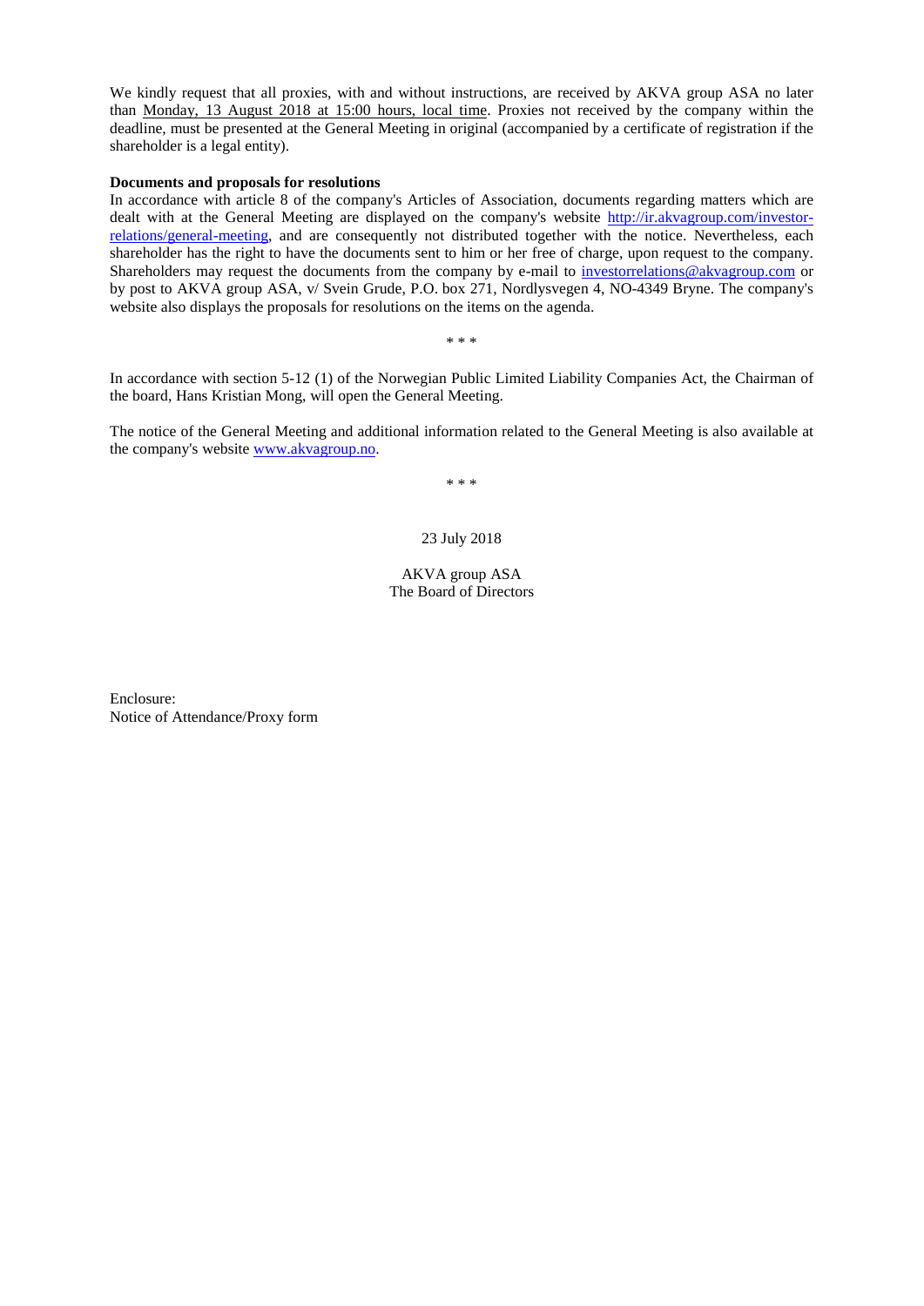We kindly request that all proxies, with and without instructions, are received by AKVA group ASA no later than Monday, 13 August 2018 at 15:00 hours, local time. Proxies not received by the company within the deadline, must be presented at the General Meeting in original (accompanied by a certificate of registration if the shareholder is a legal entity).

**Documents and proposals for resolutions**

In accordance with article 8 of the company's Articles of Association, documents regarding matters which are dealt with at the General Meeting are displayed on the company's website http://ir.akvagroup.com/investor-relations/general-meeting, and are consequently not distributed together with the notice. Nevertheless, each shareholder has the right to have the documents sent to him or her free of charge, upon request to the company. Shareholders may request the documents from the company by e-mail to investorrelations@akvagroup.com or by post to AKVA group ASA, v/ Svein Grude, P.O. box 271, Nordlysvegen 4, NO-4349 Bryne. The company's website also displays the proposals for resolutions on the items on the agenda.

\* \* \*

In accordance with section 5-12 (1) of the Norwegian Public Limited Liability Companies Act, the Chairman of the board, Hans Kristian Mong, will open the General Meeting.

The notice of the General Meeting and additional information related to the General Meeting is also available at the company's website www.akvagroup.no.

\* \* \*

23 July 2018

AKVA group ASA
The Board of Directors

Enclosure:
Notice of Attendance/Proxy form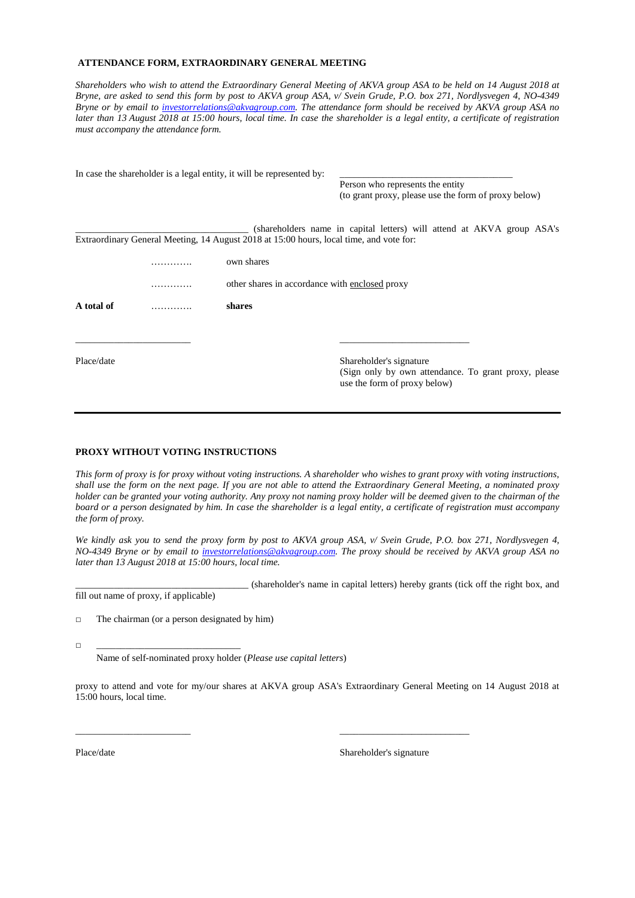**ATTENDANCE FORM, EXTRAORDINARY GENERAL MEETING**

*Shareholders who wish to attend the Extraordinary General Meeting of AKVA group ASA to be held on 14 August 2018 at Bryne, are asked to send this form by post to AKVA group ASA, v/ Svein Grude, P.O. box 271, Nordlysvegen 4, NO-4349 Bryne or by email to investorrelations@akvagroup.com. The attendance form should be received by AKVA group ASA no later than 13 August 2018 at 15:00 hours, local time. In case the shareholder is a legal entity, a certificate of registration must accompany the attendance form.*

In case the shareholder is a legal entity, it will be represented by: ___________________________________

Person who represents the entity
(to grant proxy, please use the form of proxy below)

___________________________________ (shareholders name in capital letters) will attend at AKVA group ASA's Extraordinary General Meeting, 14 August 2018 at 15:00 hours, local time, and vote for:

| | | |
|---|---|---|
| | …………. | own shares |
| | …………. | other shares in accordance with enclosed proxy |
| **A total of** | …………. | **shares** |

________________________ ________________________

Place/date

Shareholder's signature
(Sign only by own attendance. To grant proxy, please use the form of proxy below)

---

**PROXY WITHOUT VOTING INSTRUCTIONS**

*This form of proxy is for proxy without voting instructions. A shareholder who wishes to grant proxy with voting instructions, shall use the form on the next page. If you are not able to attend the Extraordinary General Meeting, a nominated proxy holder can be granted your voting authority. Any proxy not naming proxy holder will be deemed given to the chairman of the board or a person designated by him. In case the shareholder is a legal entity, a certificate of registration must accompany the form of proxy.*

*We kindly ask you to send the proxy form by post to AKVA group ASA, v/ Svein Grude, P.O. box 271, Nordlysvegen 4, NO-4349 Bryne or by email to investorrelations@akvagroup.com. The proxy should be received by AKVA group ASA no later than 13 August 2018 at 15:00 hours, local time.*

___________________________________ (shareholder's name in capital letters) hereby grants (tick off the right box, and fill out name of proxy, if applicable)

□ The chairman (or a person designated by him)

□ ______________________________
Name of self-nominated proxy holder (*Please use capital letters*)

proxy to attend and vote for my/our shares at AKVA group ASA's Extraordinary General Meeting on 14 August 2018 at 15:00 hours, local time.

________________________ ________________________

Place/date

Shareholder's signature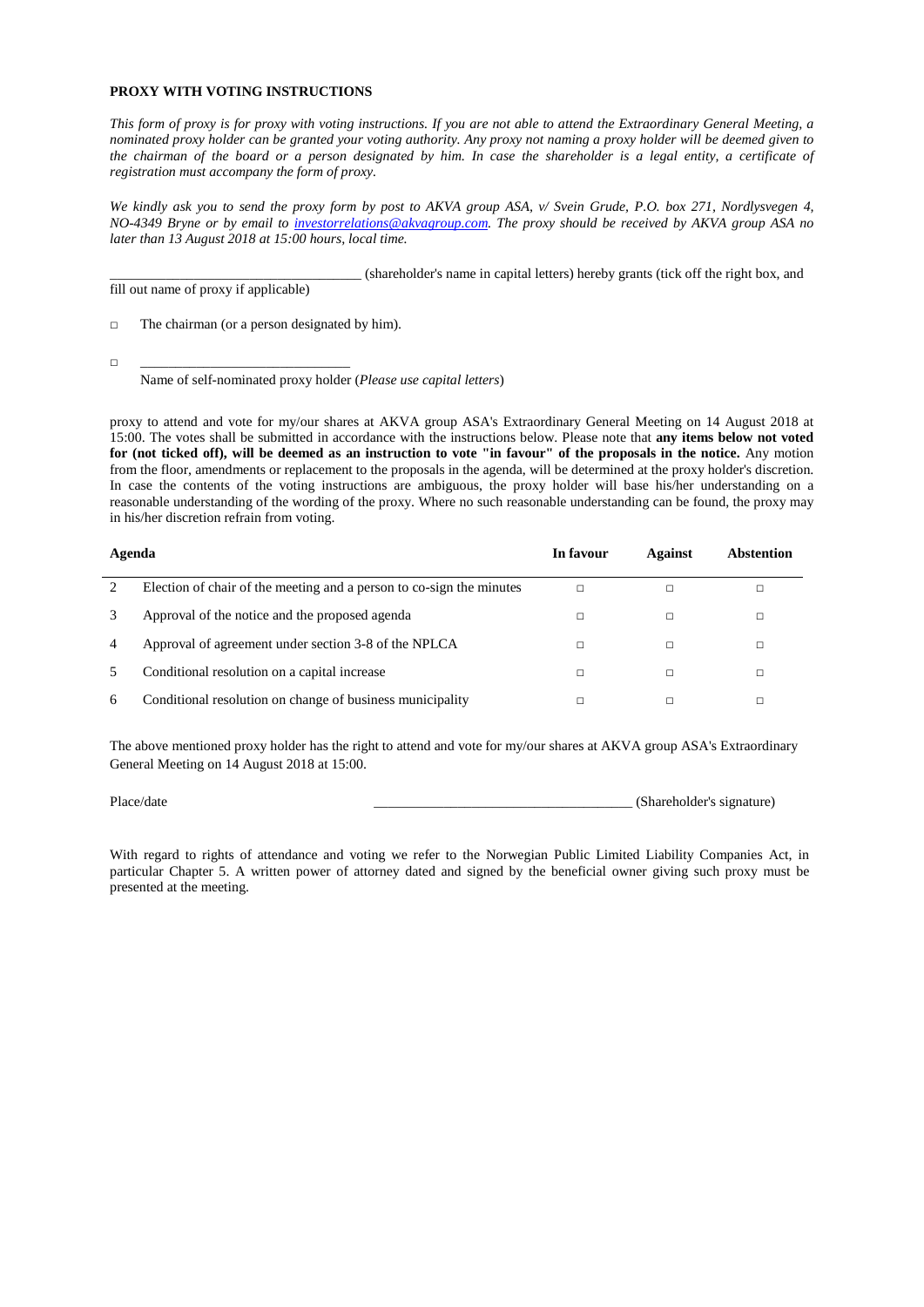**PROXY WITH VOTING INSTRUCTIONS**

*This form of proxy is for proxy with voting instructions. If you are not able to attend the Extraordinary General Meeting, a nominated proxy holder can be granted your voting authority. Any proxy not naming a proxy holder will be deemed given to the chairman of the board or a person designated by him. In case the shareholder is a legal entity, a certificate of registration must accompany the form of proxy.*

*We kindly ask you to send the proxy form by post to AKVA group ASA, v/ Svein Grude, P.O. box 271, Nordlysvegen 4, NO-4349 Bryne or by email to [investorrelations@akvagroup.com](mailto:investorrelations@akvagroup.com). The proxy should be received by AKVA group ASA no later than 13 August 2018 at 15:00 hours, local time.*

____________________________________ (shareholder's name in capital letters) hereby grants (tick off the right box, and fill out name of proxy if applicable)

□ The chairman (or a person designated by him).

□ ______________________________

Name of self-nominated proxy holder (*Please use capital letters*)

proxy to attend and vote for my/our shares at AKVA group ASA's Extraordinary General Meeting on 14 August 2018 at 15:00. The votes shall be submitted in accordance with the instructions below. Please note that **any items below not voted for (not ticked off), will be deemed as an instruction to vote "in favour" of the proposals in the notice.** Any motion from the floor, amendments or replacement to the proposals in the agenda, will be determined at the proxy holder's discretion. In case the contents of the voting instructions are ambiguous, the proxy holder will base his/her understanding on a reasonable understanding of the wording of the proxy. Where no such reasonable understanding can be found, the proxy may in his/her discretion refrain from voting.

| Agenda | | In favour | Against | Abstention |
|---|---|---|---|---|
| 2 | Election of chair of the meeting and a person to co-sign the minutes | □ | □ | □ |
| 3 | Approval of the notice and the proposed agenda | □ | □ | □ |
| 4 | Approval of agreement under section 3-8 of the NPLCA | □ | □ | □ |
| 5 | Conditional resolution on a capital increase | □ | □ | □ |
| 6 | Conditional resolution on change of business municipality | □ | □ | □ |

The above mentioned proxy holder has the right to attend and vote for my/our shares at AKVA group ASA's Extraordinary General Meeting on 14 August 2018 at 15:00.

Place/date ____________________________________ (Shareholder's signature)

With regard to rights of attendance and voting we refer to the Norwegian Public Limited Liability Companies Act, in particular Chapter 5. A written power of attorney dated and signed by the beneficial owner giving such proxy must be presented at the meeting.